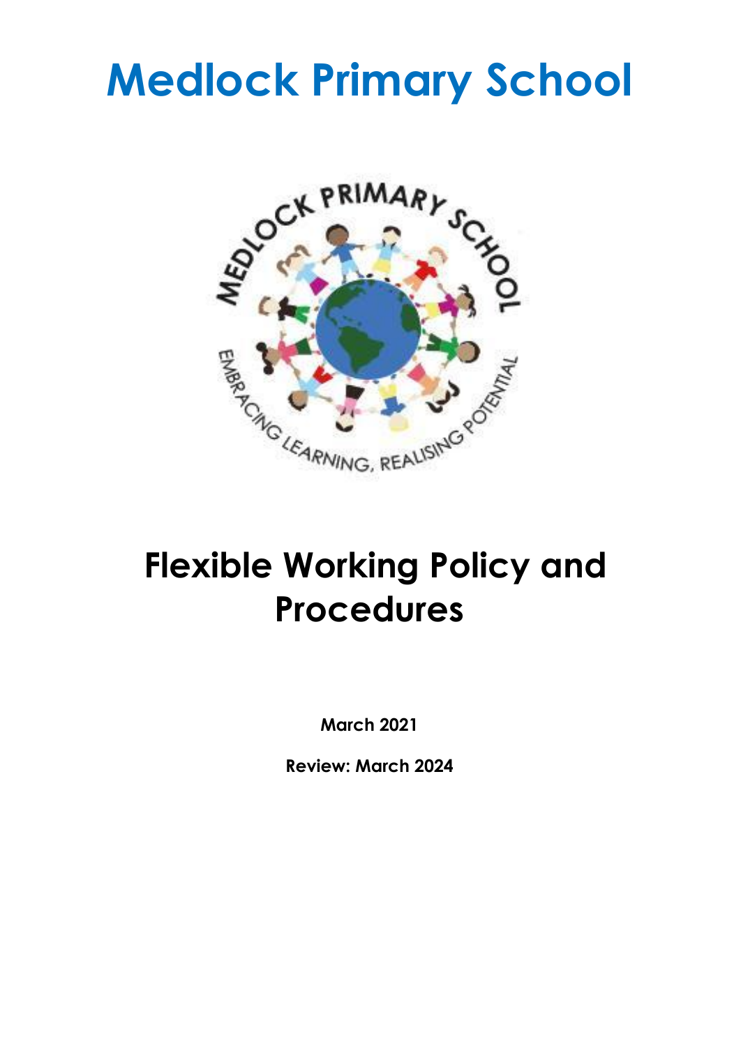# Medlock Primary School

# Flexible Working Policy and Procedures

**March 2021**

**Review: March 2024**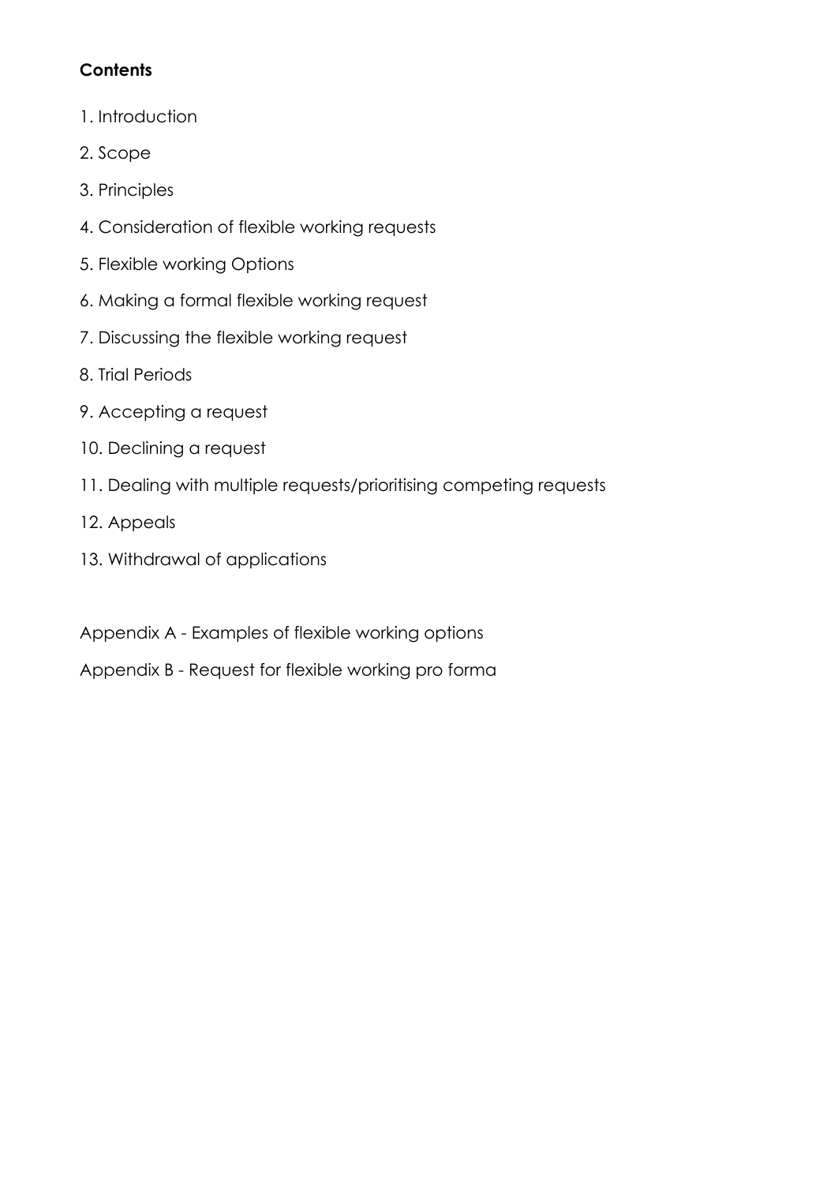**Contents**

1. Introduction
2. Scope
3. Principles
4. Consideration of flexible working requests
5. Flexible working Options
6. Making a formal flexible working request
7. Discussing the flexible working request
8. Trial Periods
9. Accepting a request
10. Declining a request
11. Dealing with multiple requests/prioritising competing requests
12. Appeals
13. Withdrawal of applications

Appendix A - Examples of flexible working options

Appendix B - Request for flexible working pro forma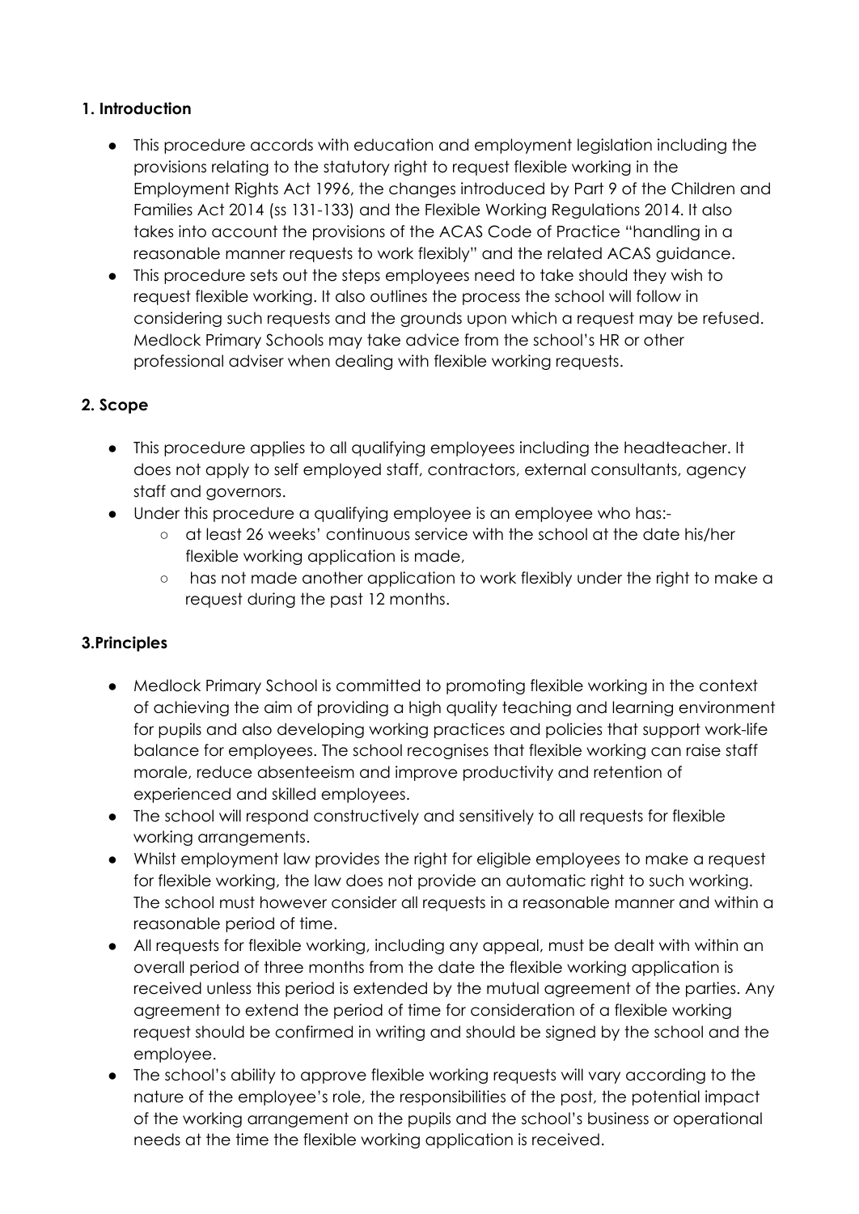## 1. Introduction

- This procedure accords with education and employment legislation including the provisions relating to the statutory right to request flexible working in the Employment Rights Act 1996, the changes introduced by Part 9 of the Children and Families Act 2014 (ss 131-133) and the Flexible Working Regulations 2014. It also takes into account the provisions of the ACAS Code of Practice "handling in a reasonable manner requests to work flexibly" and the related ACAS guidance.
- This procedure sets out the steps employees need to take should they wish to request flexible working. It also outlines the process the school will follow in considering such requests and the grounds upon which a request may be refused. Medlock Primary Schools may take advice from the school's HR or other professional adviser when dealing with flexible working requests.

## 2. Scope

- This procedure applies to all qualifying employees including the headteacher. It does not apply to self employed staff, contractors, external consultants, agency staff and governors.
- Under this procedure a qualifying employee is an employee who has:-
  - at least 26 weeks' continuous service with the school at the date his/her flexible working application is made,
  - has not made another application to work flexibly under the right to make a request during the past 12 months.

## 3.Principles

- Medlock Primary School is committed to promoting flexible working in the context of achieving the aim of providing a high quality teaching and learning environment for pupils and also developing working practices and policies that support work-life balance for employees. The school recognises that flexible working can raise staff morale, reduce absenteeism and improve productivity and retention of experienced and skilled employees.
- The school will respond constructively and sensitively to all requests for flexible working arrangements.
- Whilst employment law provides the right for eligible employees to make a request for flexible working, the law does not provide an automatic right to such working. The school must however consider all requests in a reasonable manner and within a reasonable period of time.
- All requests for flexible working, including any appeal, must be dealt with within an overall period of three months from the date the flexible working application is received unless this period is extended by the mutual agreement of the parties. Any agreement to extend the period of time for consideration of a flexible working request should be confirmed in writing and should be signed by the school and the employee.
- The school's ability to approve flexible working requests will vary according to the nature of the employee's role, the responsibilities of the post, the potential impact of the working arrangement on the pupils and the school's business or operational needs at the time the flexible working application is received.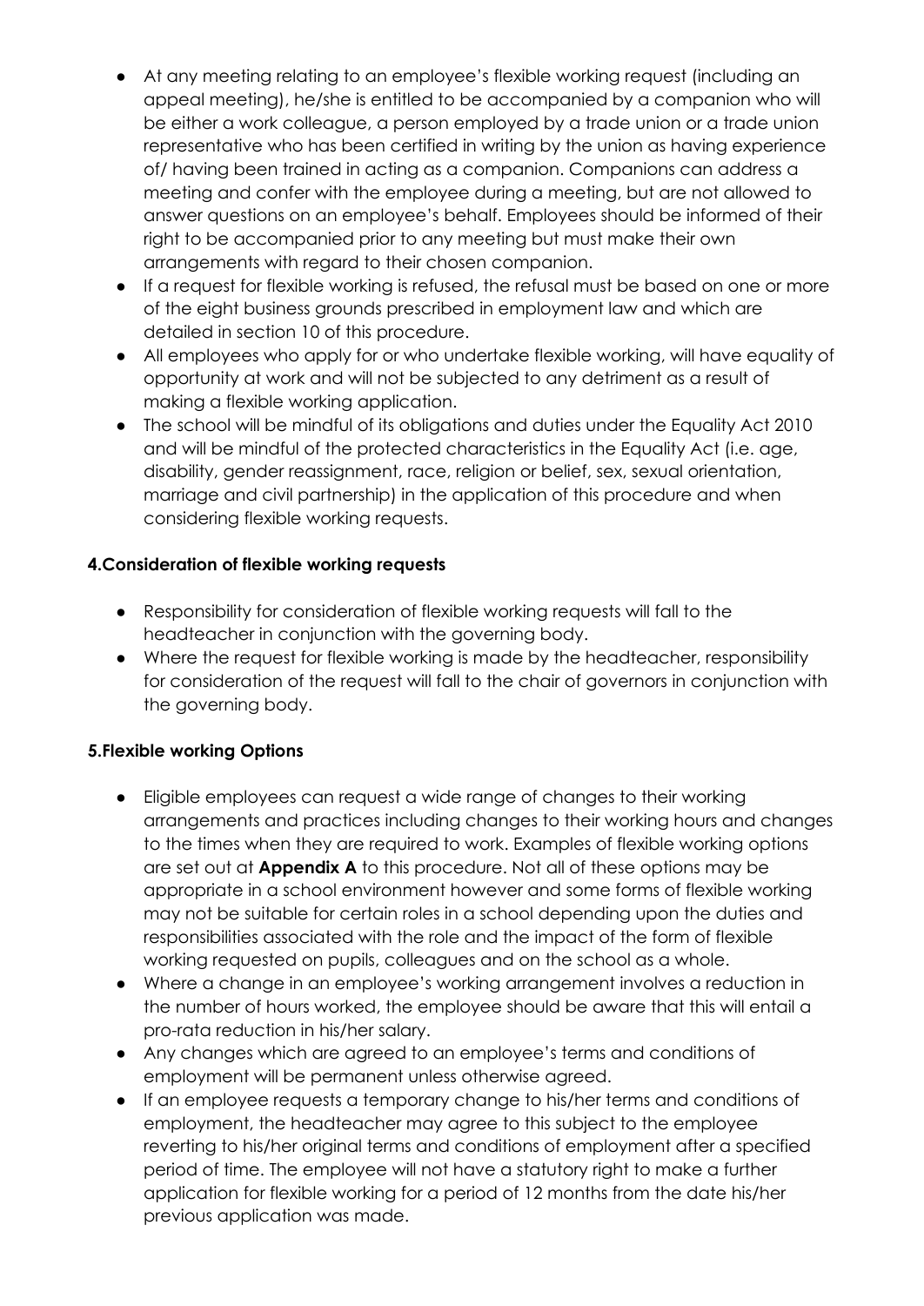- At any meeting relating to an employee's flexible working request (including an appeal meeting), he/she is entitled to be accompanied by a companion who will be either a work colleague, a person employed by a trade union or a trade union representative who has been certified in writing by the union as having experience of/ having been trained in acting as a companion. Companions can address a meeting and confer with the employee during a meeting, but are not allowed to answer questions on an employee's behalf. Employees should be informed of their right to be accompanied prior to any meeting but must make their own arrangements with regard to their chosen companion.
- If a request for flexible working is refused, the refusal must be based on one or more of the eight business grounds prescribed in employment law and which are detailed in section 10 of this procedure.
- All employees who apply for or who undertake flexible working, will have equality of opportunity at work and will not be subjected to any detriment as a result of making a flexible working application.
- The school will be mindful of its obligations and duties under the Equality Act 2010 and will be mindful of the protected characteristics in the Equality Act (i.e. age, disability, gender reassignment, race, religion or belief, sex, sexual orientation, marriage and civil partnership) in the application of this procedure and when considering flexible working requests.

**4.Consideration of flexible working requests**

- Responsibility for consideration of flexible working requests will fall to the headteacher in conjunction with the governing body.
- Where the request for flexible working is made by the headteacher, responsibility for consideration of the request will fall to the chair of governors in conjunction with the governing body.

**5.Flexible working Options**

- Eligible employees can request a wide range of changes to their working arrangements and practices including changes to their working hours and changes to the times when they are required to work. Examples of flexible working options are set out at **Appendix A** to this procedure. Not all of these options may be appropriate in a school environment however and some forms of flexible working may not be suitable for certain roles in a school depending upon the duties and responsibilities associated with the role and the impact of the form of flexible working requested on pupils, colleagues and on the school as a whole.
- Where a change in an employee's working arrangement involves a reduction in the number of hours worked, the employee should be aware that this will entail a pro-rata reduction in his/her salary.
- Any changes which are agreed to an employee's terms and conditions of employment will be permanent unless otherwise agreed.
- If an employee requests a temporary change to his/her terms and conditions of employment, the headteacher may agree to this subject to the employee reverting to his/her original terms and conditions of employment after a specified period of time. The employee will not have a statutory right to make a further application for flexible working for a period of 12 months from the date his/her previous application was made.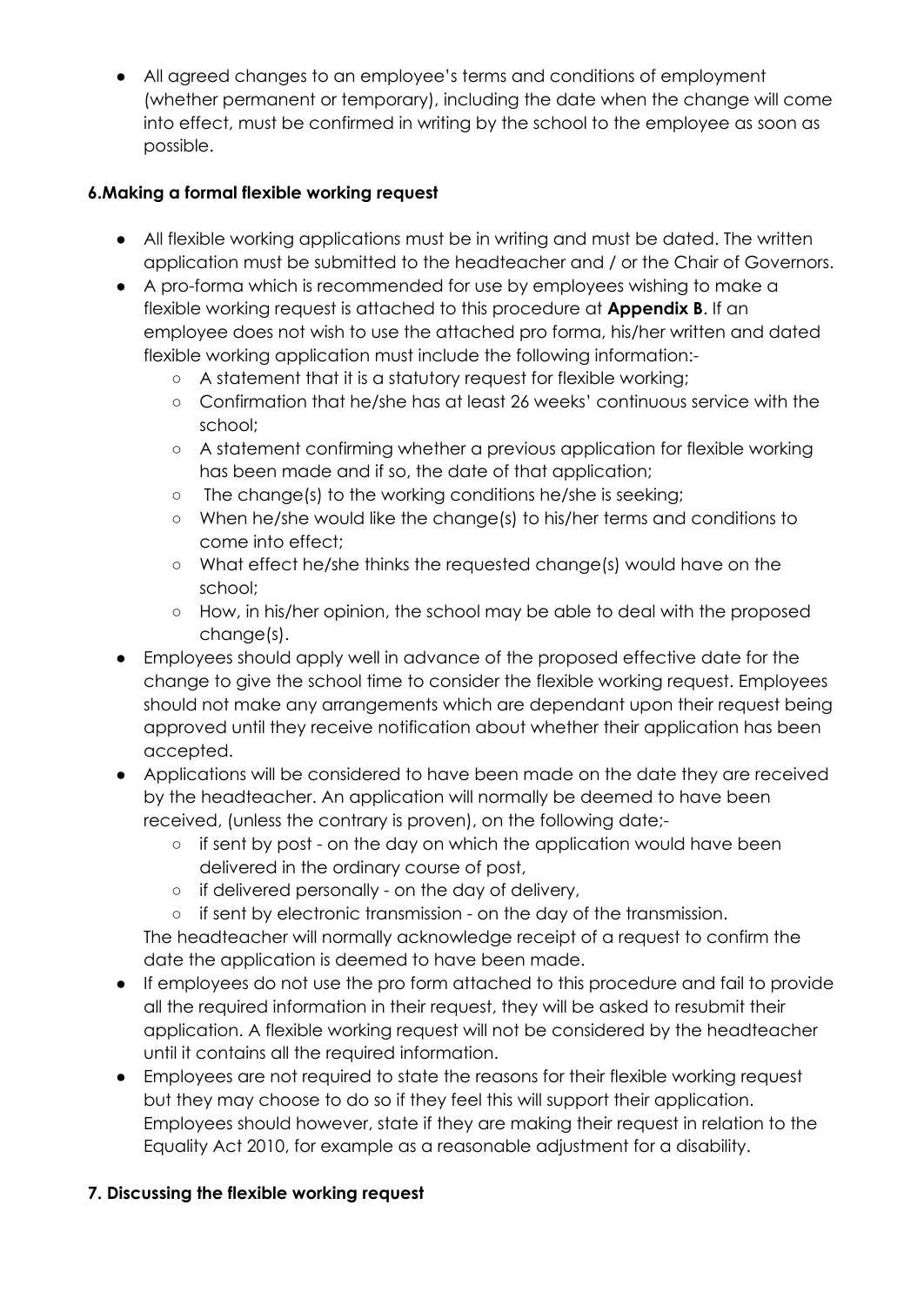- All agreed changes to an employee's terms and conditions of employment (whether permanent or temporary), including the date when the change will come into effect, must be confirmed in writing by the school to the employee as soon as possible.

### 6.Making a formal flexible working request

- All flexible working applications must be in writing and must be dated. The written application must be submitted to the headteacher and / or the Chair of Governors.
- A pro-forma which is recommended for use by employees wishing to make a flexible working request is attached to this procedure at **Appendix B**. If an employee does not wish to use the attached pro forma, his/her written and dated flexible working application must include the following information:-
    - A statement that it is a statutory request for flexible working;
    - Confirmation that he/she has at least 26 weeks' continuous service with the school;
    - A statement confirming whether a previous application for flexible working has been made and if so, the date of that application;
    - The change(s) to the working conditions he/she is seeking;
    - When he/she would like the change(s) to his/her terms and conditions to come into effect;
    - What effect he/she thinks the requested change(s) would have on the school;
    - How, in his/her opinion, the school may be able to deal with the proposed change(s).
- Employees should apply well in advance of the proposed effective date for the change to give the school time to consider the flexible working request. Employees should not make any arrangements which are dependant upon their request being approved until they receive notification about whether their application has been accepted.
- Applications will be considered to have been made on the date they are received by the headteacher. An application will normally be deemed to have been received, (unless the contrary is proven), on the following date;-
    - if sent by post - on the day on which the application would have been delivered in the ordinary course of post,
    - if delivered personally - on the day of delivery,
    - if sent by electronic transmission - on the day of the transmission.

  The headteacher will normally acknowledge receipt of a request to confirm the date the application is deemed to have been made.
- If employees do not use the pro form attached to this procedure and fail to provide all the required information in their request, they will be asked to resubmit their application. A flexible working request will not be considered by the headteacher until it contains all the required information.
- Employees are not required to state the reasons for their flexible working request but they may choose to do so if they feel this will support their application. Employees should however, state if they are making their request in relation to the Equality Act 2010, for example as a reasonable adjustment for a disability.

### 7. Discussing the flexible working request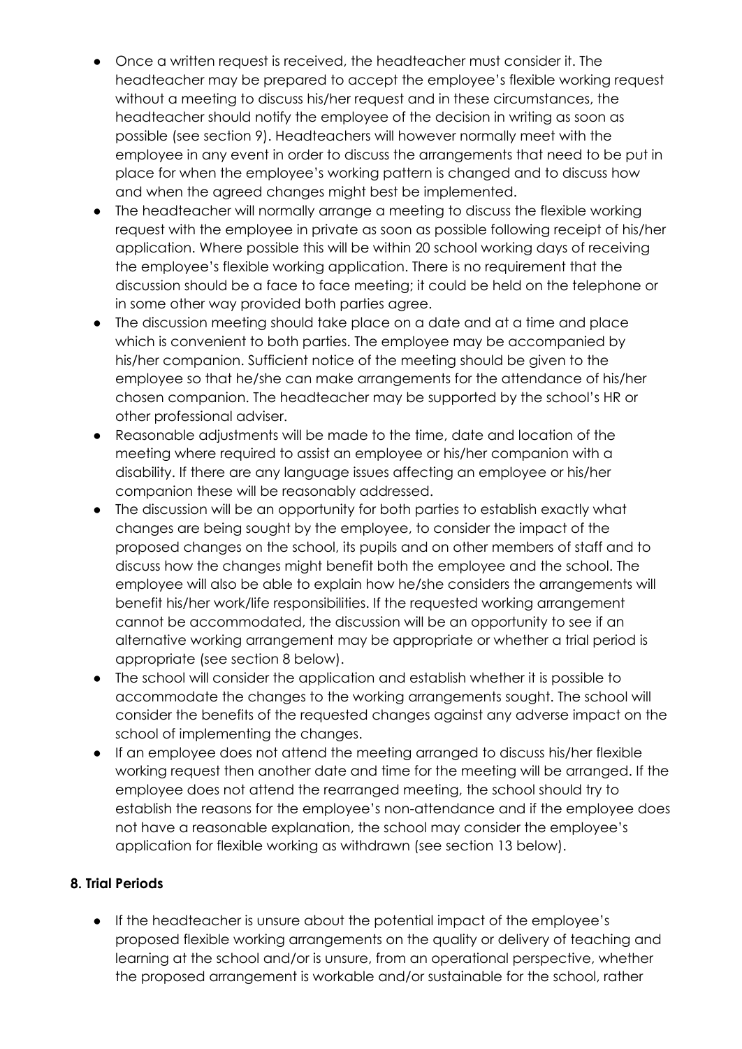- Once a written request is received, the headteacher must consider it. The headteacher may be prepared to accept the employee's flexible working request without a meeting to discuss his/her request and in these circumstances, the headteacher should notify the employee of the decision in writing as soon as possible (see section 9). Headteachers will however normally meet with the employee in any event in order to discuss the arrangements that need to be put in place for when the employee's working pattern is changed and to discuss how and when the agreed changes might best be implemented.
- The headteacher will normally arrange a meeting to discuss the flexible working request with the employee in private as soon as possible following receipt of his/her application. Where possible this will be within 20 school working days of receiving the employee's flexible working application. There is no requirement that the discussion should be a face to face meeting; it could be held on the telephone or in some other way provided both parties agree.
- The discussion meeting should take place on a date and at a time and place which is convenient to both parties. The employee may be accompanied by his/her companion. Sufficient notice of the meeting should be given to the employee so that he/she can make arrangements for the attendance of his/her chosen companion. The headteacher may be supported by the school's HR or other professional adviser.
- Reasonable adjustments will be made to the time, date and location of the meeting where required to assist an employee or his/her companion with a disability. If there are any language issues affecting an employee or his/her companion these will be reasonably addressed.
- The discussion will be an opportunity for both parties to establish exactly what changes are being sought by the employee, to consider the impact of the proposed changes on the school, its pupils and on other members of staff and to discuss how the changes might benefit both the employee and the school. The employee will also be able to explain how he/she considers the arrangements will benefit his/her work/life responsibilities. If the requested working arrangement cannot be accommodated, the discussion will be an opportunity to see if an alternative working arrangement may be appropriate or whether a trial period is appropriate (see section 8 below).
- The school will consider the application and establish whether it is possible to accommodate the changes to the working arrangements sought. The school will consider the benefits of the requested changes against any adverse impact on the school of implementing the changes.
- If an employee does not attend the meeting arranged to discuss his/her flexible working request then another date and time for the meeting will be arranged. If the employee does not attend the rearranged meeting, the school should try to establish the reasons for the employee's non-attendance and if the employee does not have a reasonable explanation, the school may consider the employee's application for flexible working as withdrawn (see section 13 below).

**8. Trial Periods**

- If the headteacher is unsure about the potential impact of the employee's proposed flexible working arrangements on the quality or delivery of teaching and learning at the school and/or is unsure, from an operational perspective, whether the proposed arrangement is workable and/or sustainable for the school, rather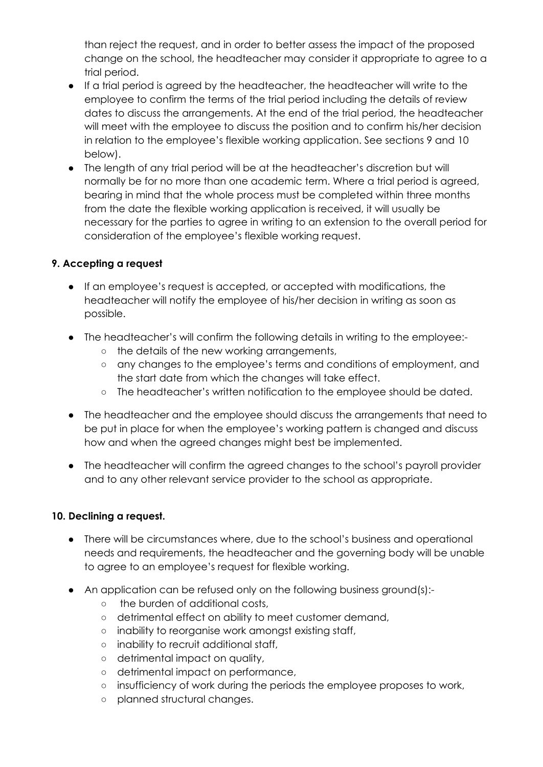than reject the request, and in order to better assess the impact of the proposed change on the school, the headteacher may consider it appropriate to agree to a trial period.

- If a trial period is agreed by the headteacher, the headteacher will write to the employee to confirm the terms of the trial period including the details of review dates to discuss the arrangements. At the end of the trial period, the headteacher will meet with the employee to discuss the position and to confirm his/her decision in relation to the employee's flexible working application. See sections 9 and 10 below).
- The length of any trial period will be at the headteacher's discretion but will normally be for no more than one academic term. Where a trial period is agreed, bearing in mind that the whole process must be completed within three months from the date the flexible working application is received, it will usually be necessary for the parties to agree in writing to an extension to the overall period for consideration of the employee's flexible working request.

**9. Accepting a request**

- If an employee's request is accepted, or accepted with modifications, the headteacher will notify the employee of his/her decision in writing as soon as possible.
- The headteacher's will confirm the following details in writing to the employee:-
    - the details of the new working arrangements,
    - any changes to the employee's terms and conditions of employment, and the start date from which the changes will take effect.
    - The headteacher's written notification to the employee should be dated.
- The headteacher and the employee should discuss the arrangements that need to be put in place for when the employee's working pattern is changed and discuss how and when the agreed changes might best be implemented.
- The headteacher will confirm the agreed changes to the school's payroll provider and to any other relevant service provider to the school as appropriate.

**10. Declining a request.**

- There will be circumstances where, due to the school's business and operational needs and requirements, the headteacher and the governing body will be unable to agree to an employee's request for flexible working.
- An application can be refused only on the following business ground(s):-
    - the burden of additional costs,
    - detrimental effect on ability to meet customer demand,
    - inability to reorganise work amongst existing staff,
    - inability to recruit additional staff,
    - detrimental impact on quality,
    - detrimental impact on performance,
    - insufficiency of work during the periods the employee proposes to work,
    - planned structural changes.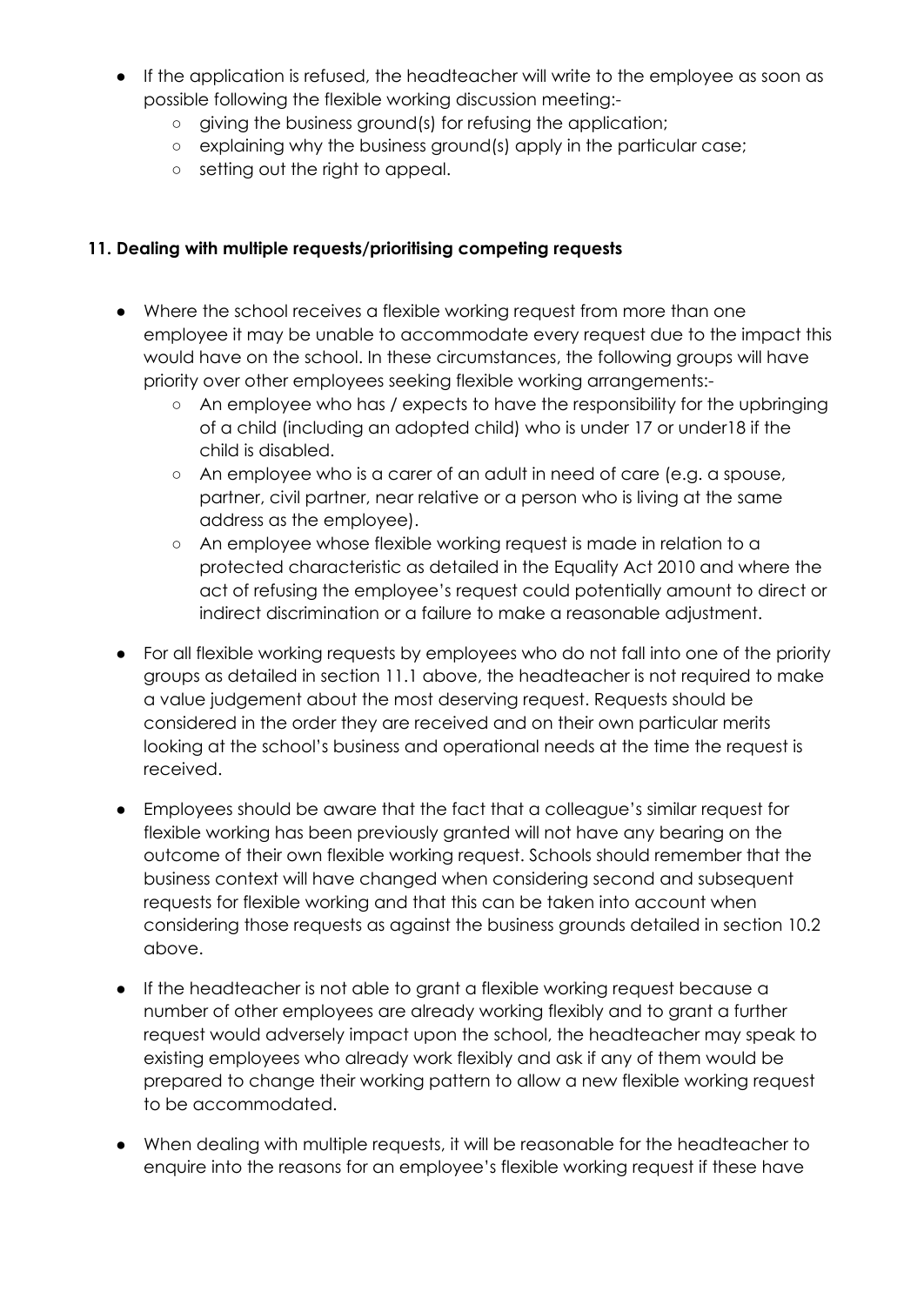- If the application is refused, the headteacher will write to the employee as soon as possible following the flexible working discussion meeting:-
    - giving the business ground(s) for refusing the application;
    - explaining why the business ground(s) apply in the particular case;
    - setting out the right to appeal.

**11. Dealing with multiple requests/prioritising competing requests**

- Where the school receives a flexible working request from more than one employee it may be unable to accommodate every request due to the impact this would have on the school. In these circumstances, the following groups will have priority over other employees seeking flexible working arrangements:-
    - An employee who has / expects to have the responsibility for the upbringing of a child (including an adopted child) who is under 17 or under18 if the child is disabled.
    - An employee who is a carer of an adult in need of care (e.g. a spouse, partner, civil partner, near relative or a person who is living at the same address as the employee).
    - An employee whose flexible working request is made in relation to a protected characteristic as detailed in the Equality Act 2010 and where the act of refusing the employee's request could potentially amount to direct or indirect discrimination or a failure to make a reasonable adjustment.
- For all flexible working requests by employees who do not fall into one of the priority groups as detailed in section 11.1 above, the headteacher is not required to make a value judgement about the most deserving request. Requests should be considered in the order they are received and on their own particular merits looking at the school's business and operational needs at the time the request is received.
- Employees should be aware that the fact that a colleague's similar request for flexible working has been previously granted will not have any bearing on the outcome of their own flexible working request. Schools should remember that the business context will have changed when considering second and subsequent requests for flexible working and that this can be taken into account when considering those requests as against the business grounds detailed in section 10.2 above.
- If the headteacher is not able to grant a flexible working request because a number of other employees are already working flexibly and to grant a further request would adversely impact upon the school, the headteacher may speak to existing employees who already work flexibly and ask if any of them would be prepared to change their working pattern to allow a new flexible working request to be accommodated.
- When dealing with multiple requests, it will be reasonable for the headteacher to enquire into the reasons for an employee's flexible working request if these have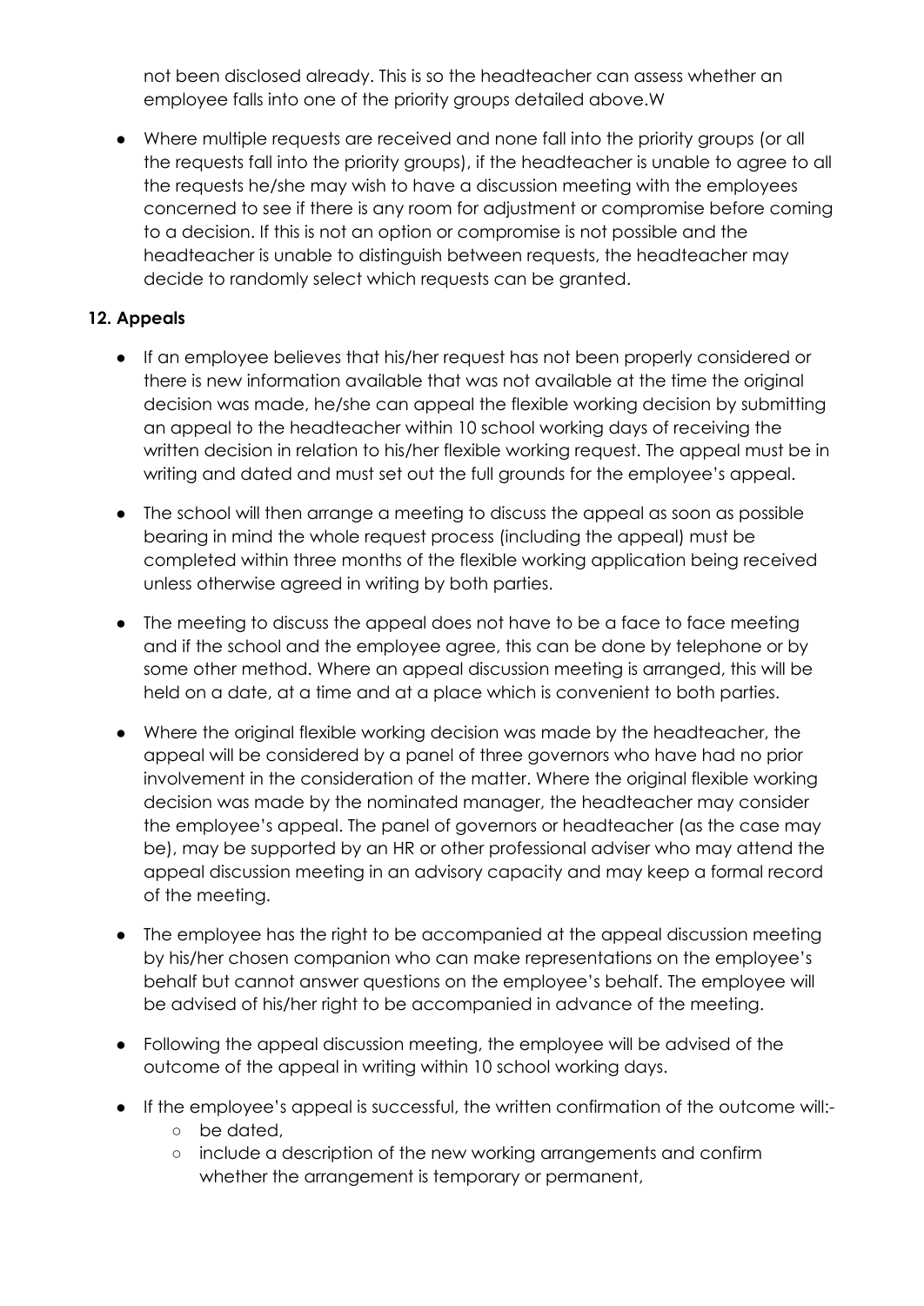not been disclosed already. This is so the headteacher can assess whether an employee falls into one of the priority groups detailed above.W

- Where multiple requests are received and none fall into the priority groups (or all the requests fall into the priority groups), if the headteacher is unable to agree to all the requests he/she may wish to have a discussion meeting with the employees concerned to see if there is any room for adjustment or compromise before coming to a decision. If this is not an option or compromise is not possible and the headteacher is unable to distinguish between requests, the headteacher may decide to randomly select which requests can be granted.

**12. Appeals**

- If an employee believes that his/her request has not been properly considered or there is new information available that was not available at the time the original decision was made, he/she can appeal the flexible working decision by submitting an appeal to the headteacher within 10 school working days of receiving the written decision in relation to his/her flexible working request. The appeal must be in writing and dated and must set out the full grounds for the employee's appeal.
- The school will then arrange a meeting to discuss the appeal as soon as possible bearing in mind the whole request process (including the appeal) must be completed within three months of the flexible working application being received unless otherwise agreed in writing by both parties.
- The meeting to discuss the appeal does not have to be a face to face meeting and if the school and the employee agree, this can be done by telephone or by some other method. Where an appeal discussion meeting is arranged, this will be held on a date, at a time and at a place which is convenient to both parties.
- Where the original flexible working decision was made by the headteacher, the appeal will be considered by a panel of three governors who have had no prior involvement in the consideration of the matter. Where the original flexible working decision was made by the nominated manager, the headteacher may consider the employee's appeal. The panel of governors or headteacher (as the case may be), may be supported by an HR or other professional adviser who may attend the appeal discussion meeting in an advisory capacity and may keep a formal record of the meeting.
- The employee has the right to be accompanied at the appeal discussion meeting by his/her chosen companion who can make representations on the employee's behalf but cannot answer questions on the employee's behalf. The employee will be advised of his/her right to be accompanied in advance of the meeting.
- Following the appeal discussion meeting, the employee will be advised of the outcome of the appeal in writing within 10 school working days.
- If the employee's appeal is successful, the written confirmation of the outcome will:-
    - be dated,
    - include a description of the new working arrangements and confirm whether the arrangement is temporary or permanent,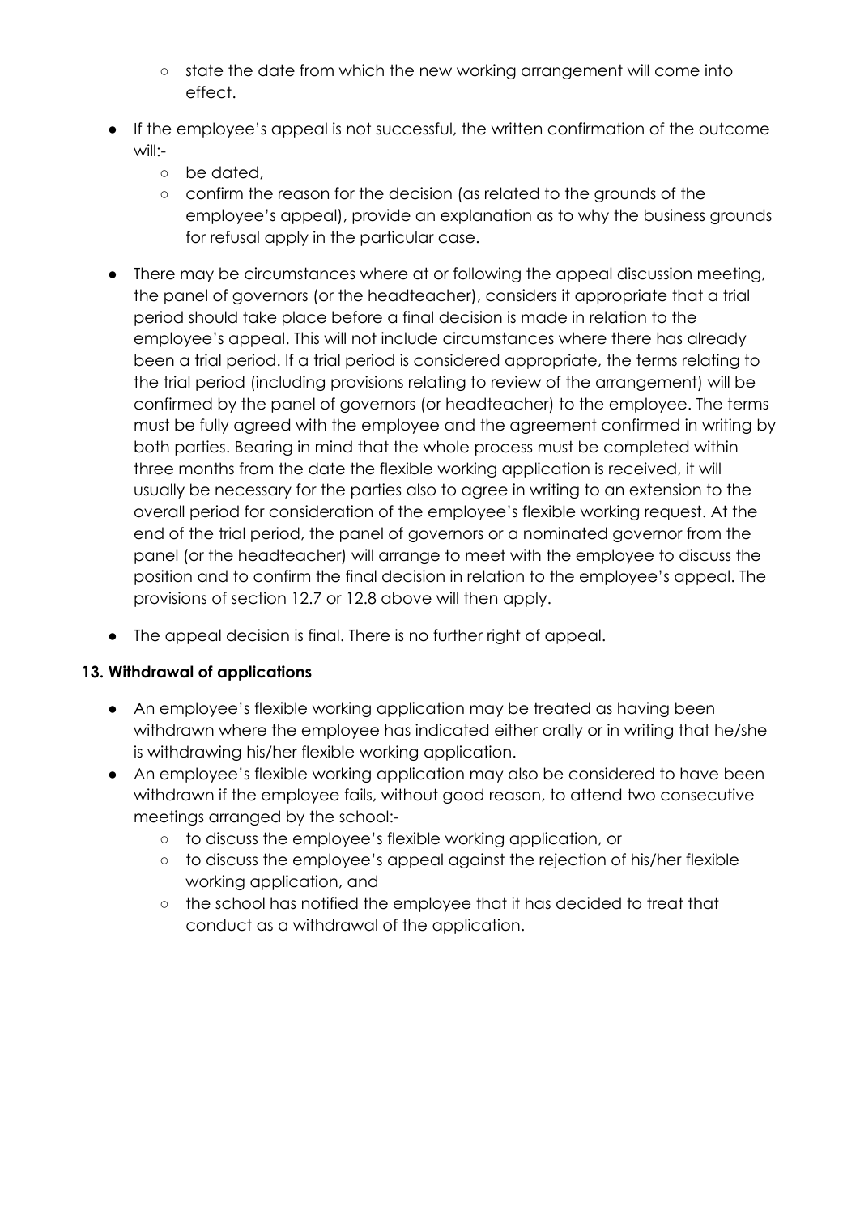- state the date from which the new working arrangement will come into effect.
- If the employee's appeal is not successful, the written confirmation of the outcome will:-
    - be dated,
    - confirm the reason for the decision (as related to the grounds of the employee's appeal), provide an explanation as to why the business grounds for refusal apply in the particular case.
- There may be circumstances where at or following the appeal discussion meeting, the panel of governors (or the headteacher), considers it appropriate that a trial period should take place before a final decision is made in relation to the employee's appeal. This will not include circumstances where there has already been a trial period. If a trial period is considered appropriate, the terms relating to the trial period (including provisions relating to review of the arrangement) will be confirmed by the panel of governors (or headteacher) to the employee. The terms must be fully agreed with the employee and the agreement confirmed in writing by both parties. Bearing in mind that the whole process must be completed within three months from the date the flexible working application is received, it will usually be necessary for the parties also to agree in writing to an extension to the overall period for consideration of the employee's flexible working request. At the end of the trial period, the panel of governors or a nominated governor from the panel (or the headteacher) will arrange to meet with the employee to discuss the position and to confirm the final decision in relation to the employee's appeal. The provisions of section 12.7 or 12.8 above will then apply.
- The appeal decision is final. There is no further right of appeal.

**13. Withdrawal of applications**

- An employee's flexible working application may be treated as having been withdrawn where the employee has indicated either orally or in writing that he/she is withdrawing his/her flexible working application.
- An employee's flexible working application may also be considered to have been withdrawn if the employee fails, without good reason, to attend two consecutive meetings arranged by the school:-
    - to discuss the employee's flexible working application, or
    - to discuss the employee's appeal against the rejection of his/her flexible working application, and
    - the school has notified the employee that it has decided to treat that conduct as a withdrawal of the application.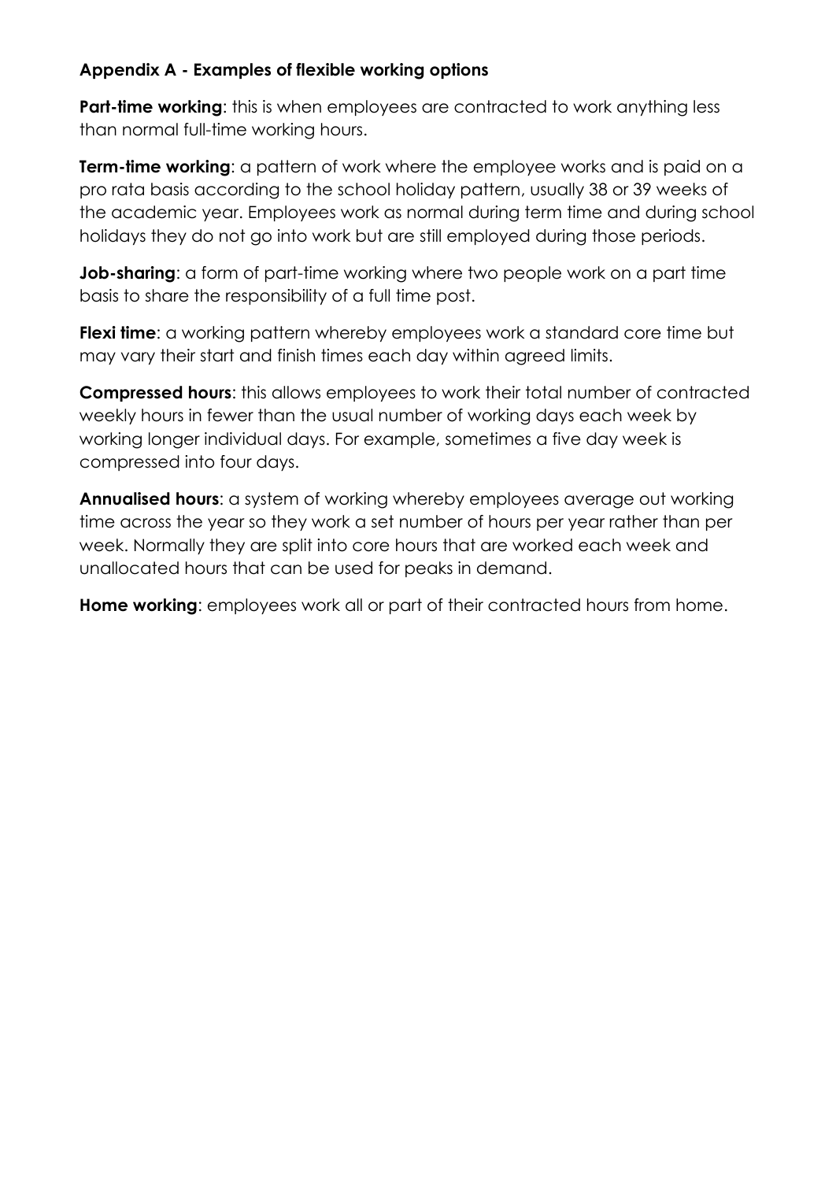### Appendix A - Examples of flexible working options

**Part-time working**: this is when employees are contracted to work anything less than normal full-time working hours.

**Term-time working**: a pattern of work where the employee works and is paid on a pro rata basis according to the school holiday pattern, usually 38 or 39 weeks of the academic year. Employees work as normal during term time and during school holidays they do not go into work but are still employed during those periods.

**Job-sharing**: a form of part-time working where two people work on a part time basis to share the responsibility of a full time post.

**Flexi time**: a working pattern whereby employees work a standard core time but may vary their start and finish times each day within agreed limits.

**Compressed hours**: this allows employees to work their total number of contracted weekly hours in fewer than the usual number of working days each week by working longer individual days. For example, sometimes a five day week is compressed into four days.

**Annualised hours**: a system of working whereby employees average out working time across the year so they work a set number of hours per year rather than per week. Normally they are split into core hours that are worked each week and unallocated hours that can be used for peaks in demand.

**Home working**: employees work all or part of their contracted hours from home.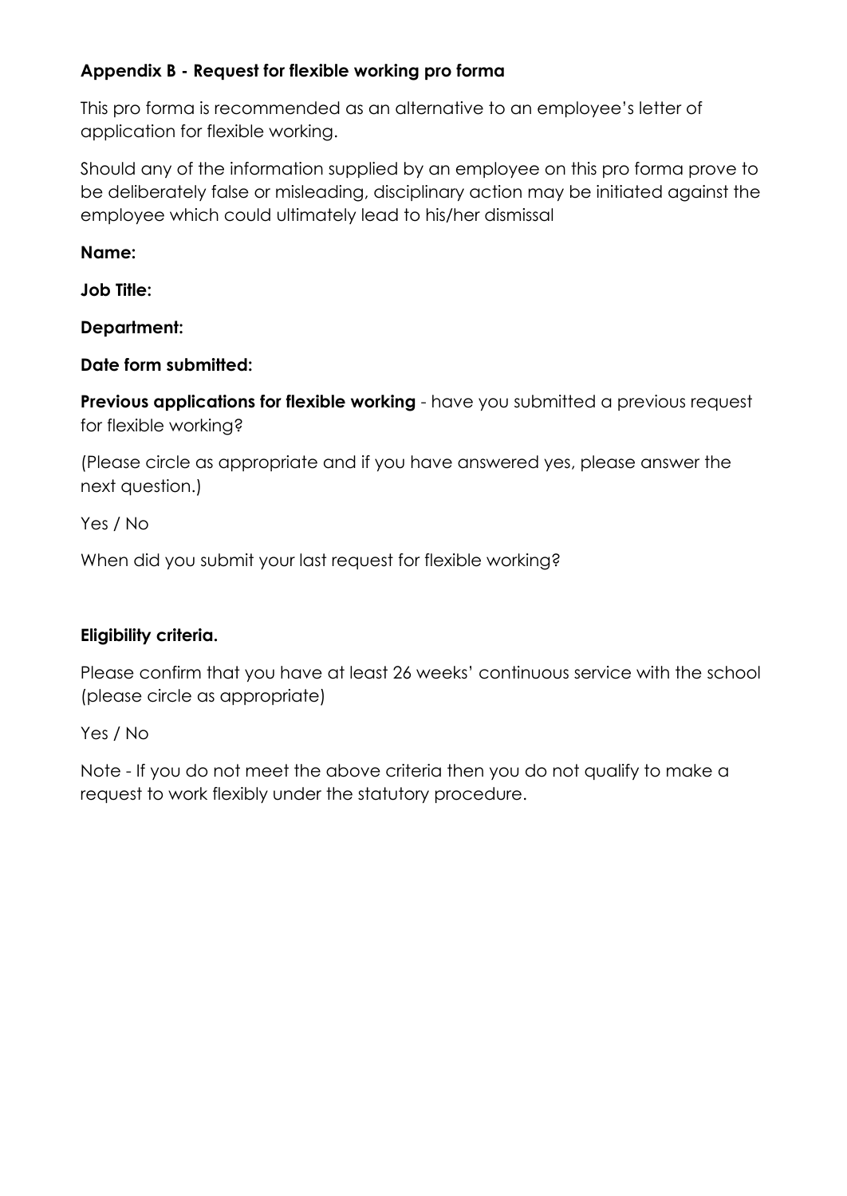## Appendix B - Request for flexible working pro forma

This pro forma is recommended as an alternative to an employee's letter of application for flexible working.

Should any of the information supplied by an employee on this pro forma prove to be deliberately false or misleading, disciplinary action may be initiated against the employee which could ultimately lead to his/her dismissal

**Name:**

**Job Title:**

**Department:**

**Date form submitted:**

**Previous applications for flexible working** - have you submitted a previous request for flexible working?

(Please circle as appropriate and if you have answered yes, please answer the next question.)

Yes / No

When did you submit your last request for flexible working?

**Eligibility criteria.**

Please confirm that you have at least 26 weeks' continuous service with the school (please circle as appropriate)

Yes / No

Note - If you do not meet the above criteria then you do not qualify to make a request to work flexibly under the statutory procedure.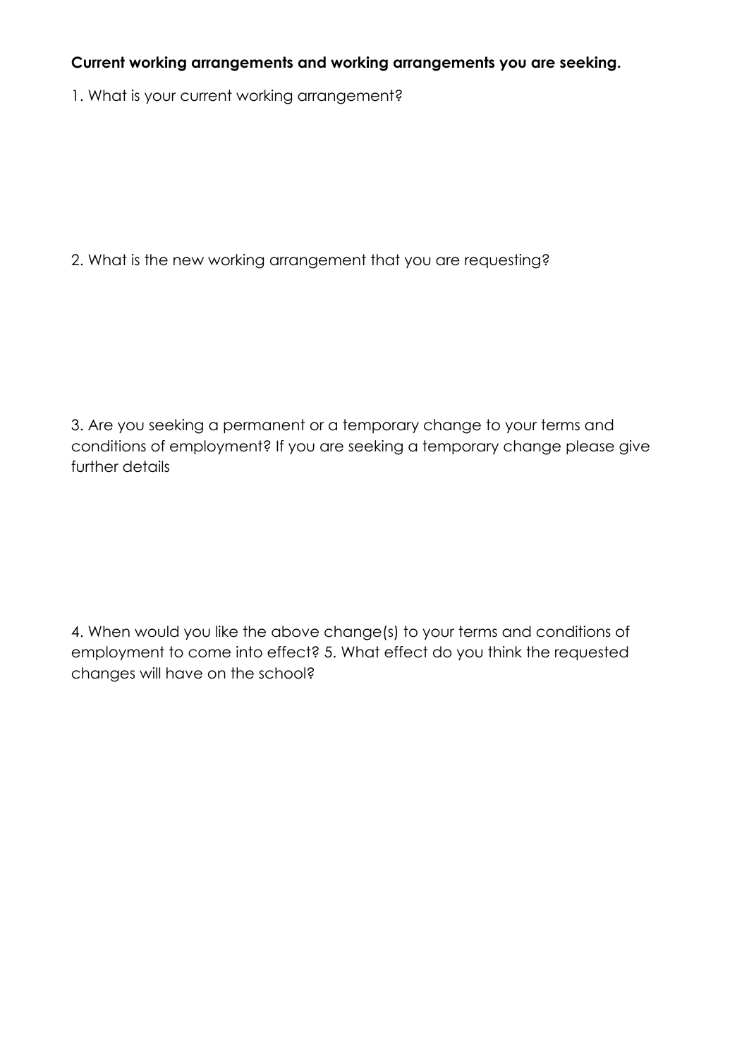**Current working arrangements and working arrangements you are seeking.**

1. What is your current working arrangement?

2. What is the new working arrangement that you are requesting?

3. Are you seeking a permanent or a temporary change to your terms and conditions of employment? If you are seeking a temporary change please give further details

4. When would you like the above change(s) to your terms and conditions of employment to come into effect? 5. What effect do you think the requested changes will have on the school?